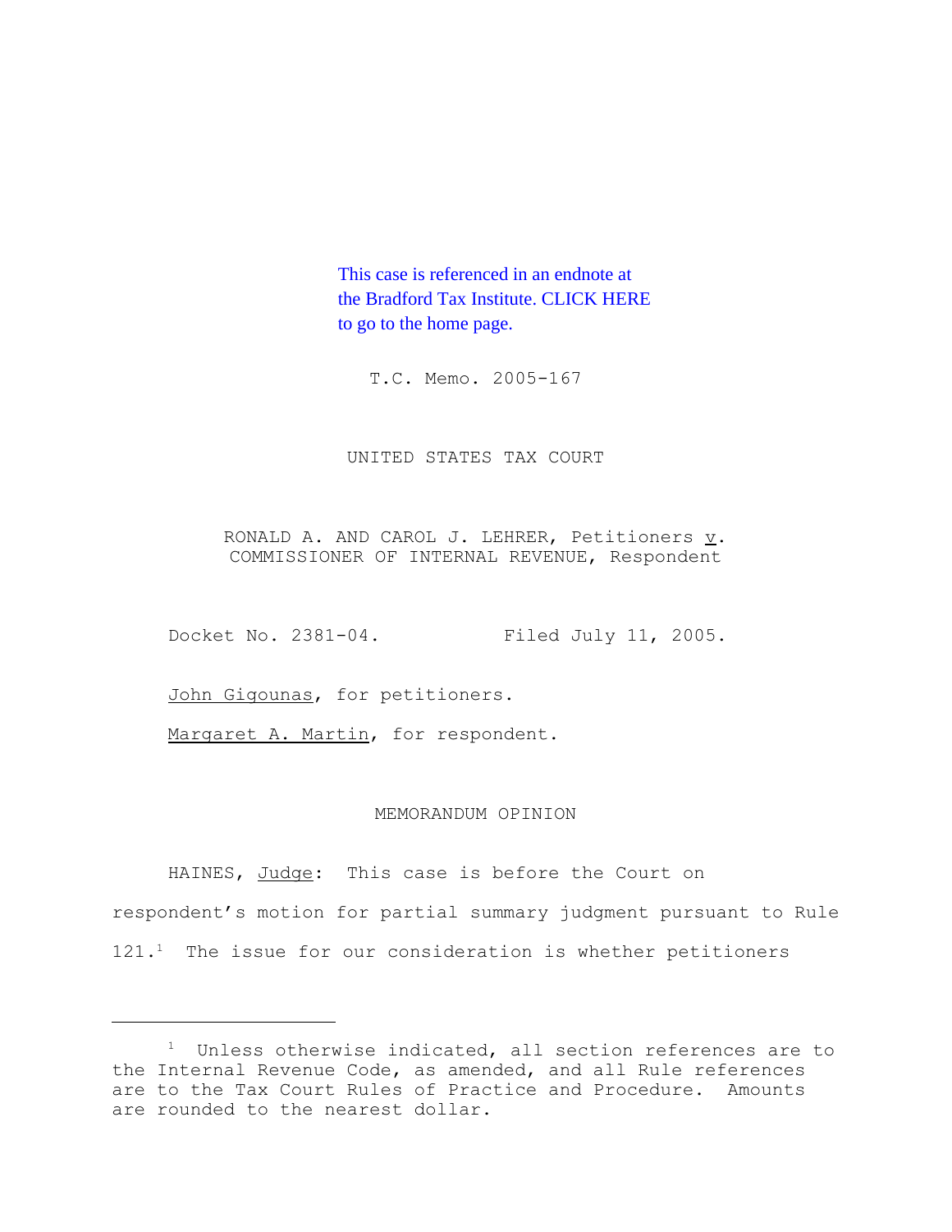This case is referenced in an endnote at the Bradford Tax Institute. CLICK HERE to go to the home page.

T.C. Memo. 2005-167

UNITED STATES TAX COURT

RONALD A. AND CAROL J. LEHRER, Petitioners v. COMMISSIONER OF INTERNAL REVENUE, Respondent

Docket No. 2381-04. Filed July 11, 2005.

John Gigounas, for petitioners.

Margaret A. Martin, for respondent.

MEMORANDUM OPINION

HAINES, Judge: This case is before the Court on respondent's motion for partial summary judgment pursuant to Rule 121.[1] The issue for our consideration is whether petitioners

---

[1] Unless otherwise indicated, all section references are to the Internal Revenue Code, as amended, and all Rule references are to the Tax Court Rules of Practice and Procedure. Amounts are rounded to the nearest dollar.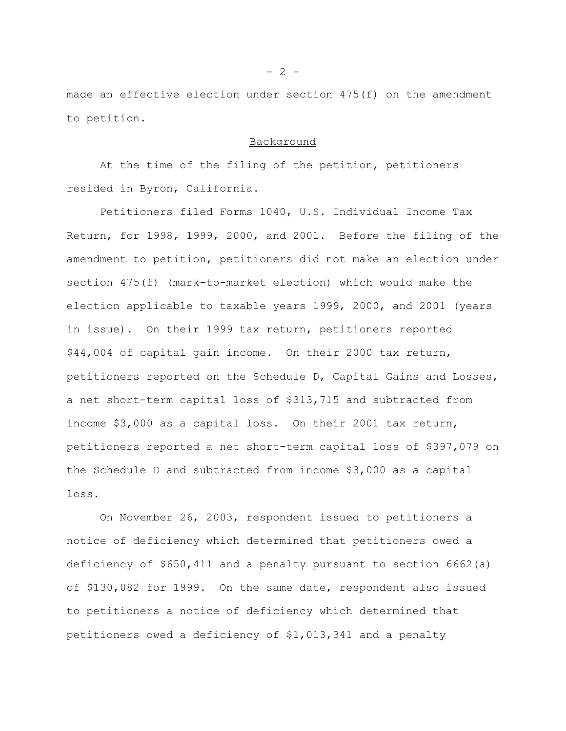made an effective election under section 475(f) on the amendment to petition.

## Background

At the time of the filing of the petition, petitioners resided in Byron, California.

Petitioners filed Forms 1040, U.S. Individual Income Tax Return, for 1998, 1999, 2000, and 2001. Before the filing of the amendment to petition, petitioners did not make an election under section 475(f) (mark-to-market election) which would make the election applicable to taxable years 1999, 2000, and 2001 (years in issue). On their 1999 tax return, petitioners reported $44,004 of capital gain income. On their 2000 tax return, petitioners reported on the Schedule D, Capital Gains and Losses, a net short-term capital loss of $313,715 and subtracted from income $3,000 as a capital loss. On their 2001 tax return, petitioners reported a net short-term capital loss of $397,079 on the Schedule D and subtracted from income $3,000 as a capital loss.

On November 26, 2003, respondent issued to petitioners a notice of deficiency which determined that petitioners owed a deficiency of $650,411 and a penalty pursuant to section 6662(a) of $130,082 for 1999. On the same date, respondent also issued to petitioners a notice of deficiency which determined that petitioners owed a deficiency of $1,013,341 and a penalty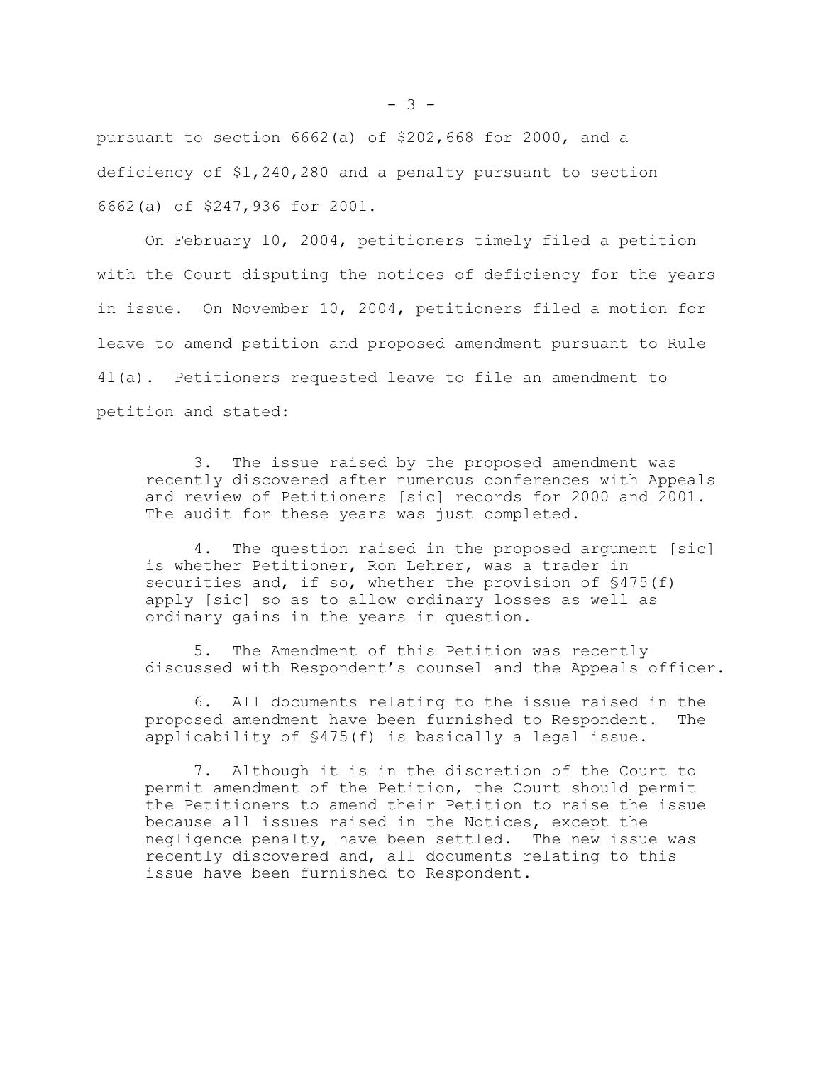pursuant to section 6662(a) of $202,668 for 2000, and a deficiency of $1,240,280 and a penalty pursuant to section 6662(a) of $247,936 for 2001.

On February 10, 2004, petitioners timely filed a petition with the Court disputing the notices of deficiency for the years in issue. On November 10, 2004, petitioners filed a motion for leave to amend petition and proposed amendment pursuant to Rule 41(a). Petitioners requested leave to file an amendment to petition and stated:

> 3. The issue raised by the proposed amendment was recently discovered after numerous conferences with Appeals and review of Petitioners [sic] records for 2000 and 2001. The audit for these years was just completed.
>
> 4. The question raised in the proposed argument [sic] is whether Petitioner, Ron Lehrer, was a trader in securities and, if so, whether the provision of §475(f) apply [sic] so as to allow ordinary losses as well as ordinary gains in the years in question.
>
> 5. The Amendment of this Petition was recently discussed with Respondent's counsel and the Appeals officer.
>
> 6. All documents relating to the issue raised in the proposed amendment have been furnished to Respondent. The applicability of §475(f) is basically a legal issue.
>
> 7. Although it is in the discretion of the Court to permit amendment of the Petition, the Court should permit the Petitioners to amend their Petition to raise the issue because all issues raised in the Notices, except the negligence penalty, have been settled. The new issue was recently discovered and, all documents relating to this issue have been furnished to Respondent.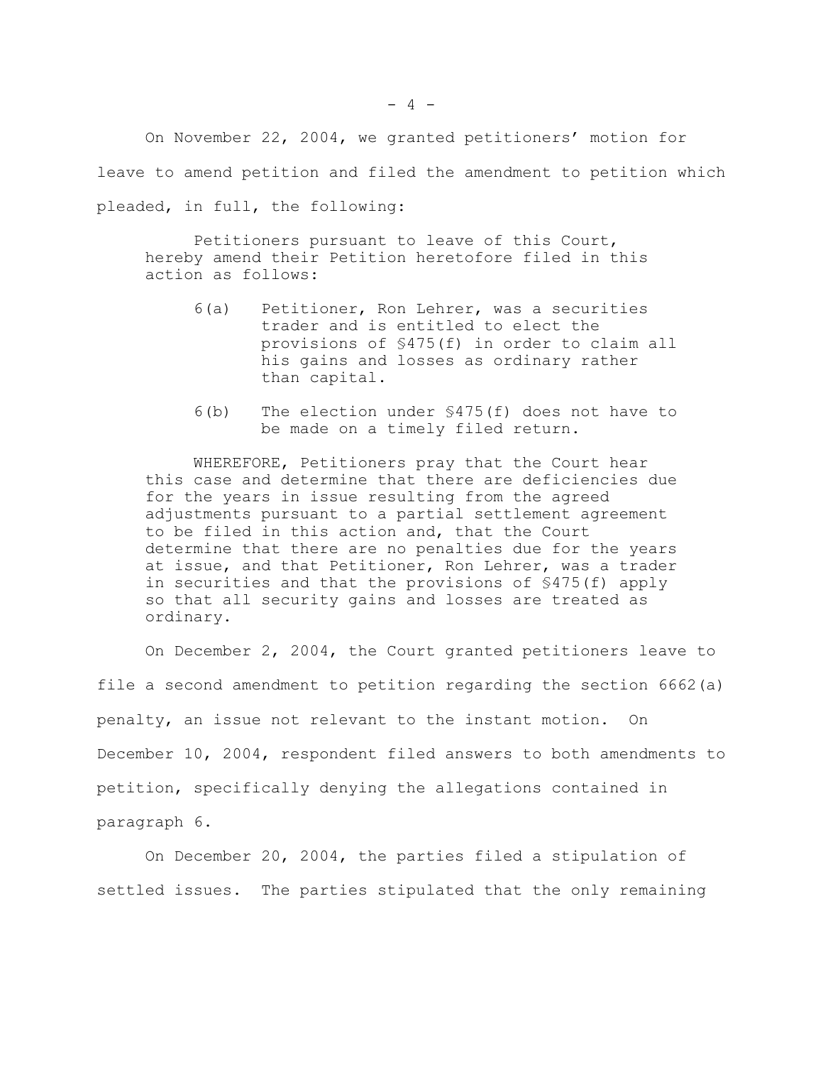On November 22, 2004, we granted petitioners' motion for leave to amend petition and filed the amendment to petition which pleaded, in full, the following:

> Petitioners pursuant to leave of this Court, hereby amend their Petition heretofore filed in this action as follows:
>
> 6(a) Petitioner, Ron Lehrer, was a securities trader and is entitled to elect the provisions of §475(f) in order to claim all his gains and losses as ordinary rather than capital.
>
> 6(b) The election under §475(f) does not have to be made on a timely filed return.
>
> WHEREFORE, Petitioners pray that the Court hear this case and determine that there are deficiencies due for the years in issue resulting from the agreed adjustments pursuant to a partial settlement agreement to be filed in this action and, that the Court determine that there are no penalties due for the years at issue, and that Petitioner, Ron Lehrer, was a trader in securities and that the provisions of §475(f) apply so that all security gains and losses are treated as ordinary.

On December 2, 2004, the Court granted petitioners leave to file a second amendment to petition regarding the section 6662(a) penalty, an issue not relevant to the instant motion. On December 10, 2004, respondent filed answers to both amendments to petition, specifically denying the allegations contained in paragraph 6.

On December 20, 2004, the parties filed a stipulation of settled issues. The parties stipulated that the only remaining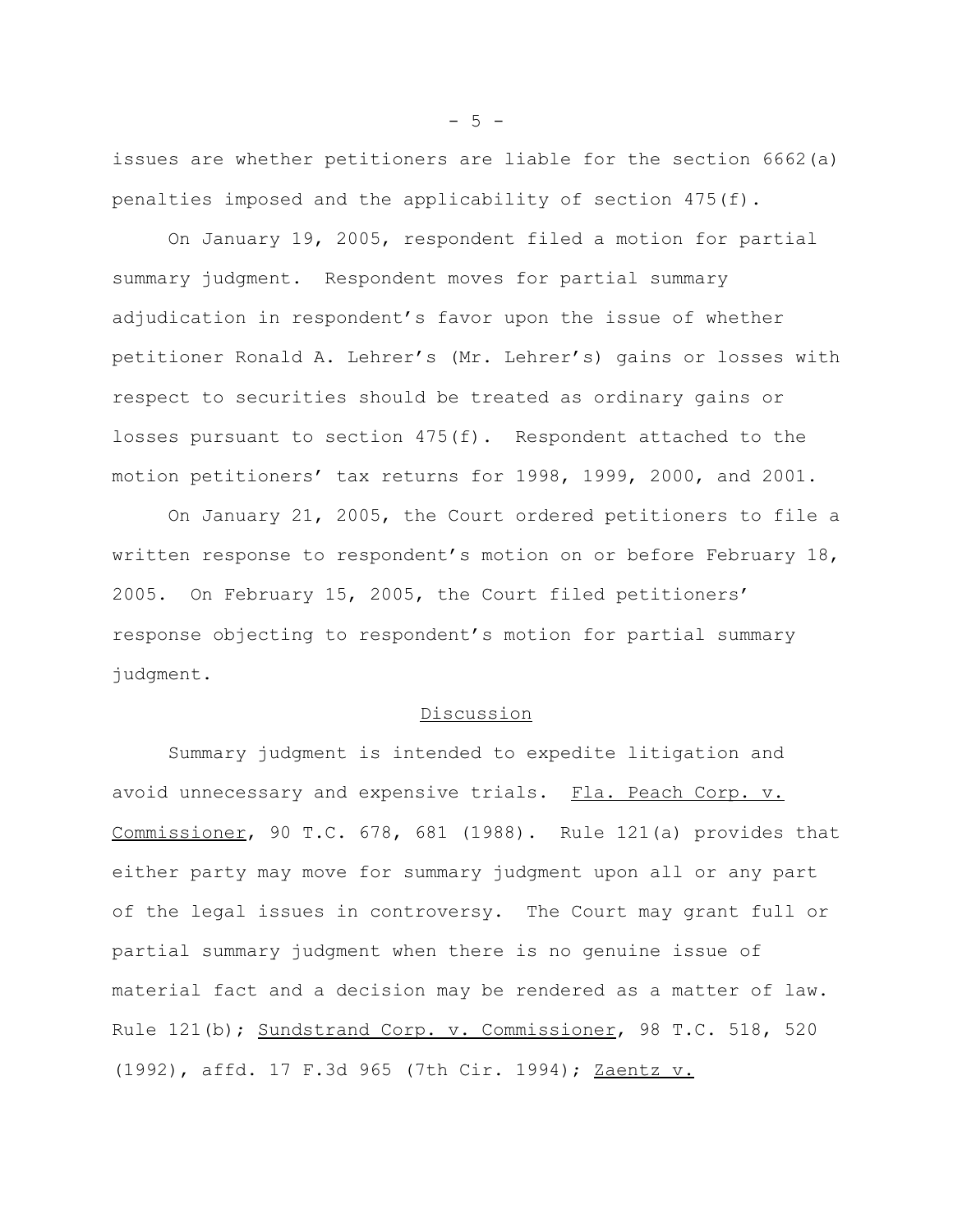issues are whether petitioners are liable for the section 6662(a) penalties imposed and the applicability of section 475(f).

On January 19, 2005, respondent filed a motion for partial summary judgment. Respondent moves for partial summary adjudication in respondent's favor upon the issue of whether petitioner Ronald A. Lehrer's (Mr. Lehrer's) gains or losses with respect to securities should be treated as ordinary gains or losses pursuant to section 475(f). Respondent attached to the motion petitioners' tax returns for 1998, 1999, 2000, and 2001.

On January 21, 2005, the Court ordered petitioners to file a written response to respondent's motion on or before February 18, 2005. On February 15, 2005, the Court filed petitioners' response objecting to respondent's motion for partial summary judgment.

## Discussion

Summary judgment is intended to expedite litigation and avoid unnecessary and expensive trials. Fla. Peach Corp. v. Commissioner, 90 T.C. 678, 681 (1988). Rule 121(a) provides that either party may move for summary judgment upon all or any part of the legal issues in controversy. The Court may grant full or partial summary judgment when there is no genuine issue of material fact and a decision may be rendered as a matter of law. Rule 121(b); Sundstrand Corp. v. Commissioner, 98 T.C. 518, 520 (1992), affd. 17 F.3d 965 (7th Cir. 1994); Zaentz v.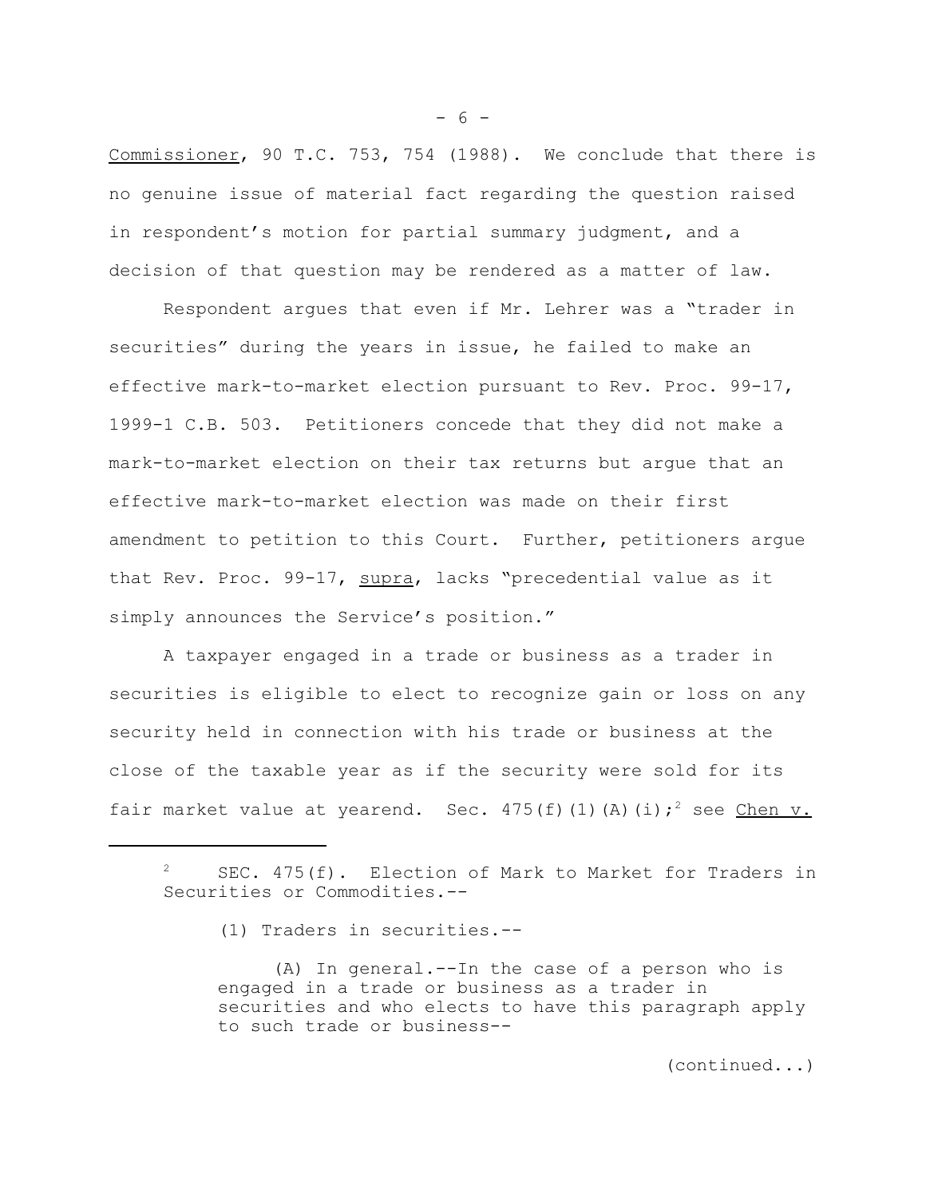Commissioner, 90 T.C. 753, 754 (1988). We conclude that there is no genuine issue of material fact regarding the question raised in respondent's motion for partial summary judgment, and a decision of that question may be rendered as a matter of law.

Respondent argues that even if Mr. Lehrer was a "trader in securities" during the years in issue, he failed to make an effective mark-to-market election pursuant to Rev. Proc. 99-17, 1999-1 C.B. 503. Petitioners concede that they did not make a mark-to-market election on their tax returns but argue that an effective mark-to-market election was made on their first amendment to petition to this Court. Further, petitioners argue that Rev. Proc. 99-17, supra, lacks "precedential value as it simply announces the Service's position."

A taxpayer engaged in a trade or business as a trader in securities is eligible to elect to recognize gain or loss on any security held in connection with his trade or business at the close of the taxable year as if the security were sold for its fair market value at yearend. Sec. 475(f)(1)(A)(i);[2] see Chen v.

---

[2] SEC. 475(f). Election of Mark to Market for Traders in Securities or Commodities.--

(1) Traders in securities.--

(A) In general.--In the case of a person who is engaged in a trade or business as a trader in securities and who elects to have this paragraph apply to such trade or business--

(continued...)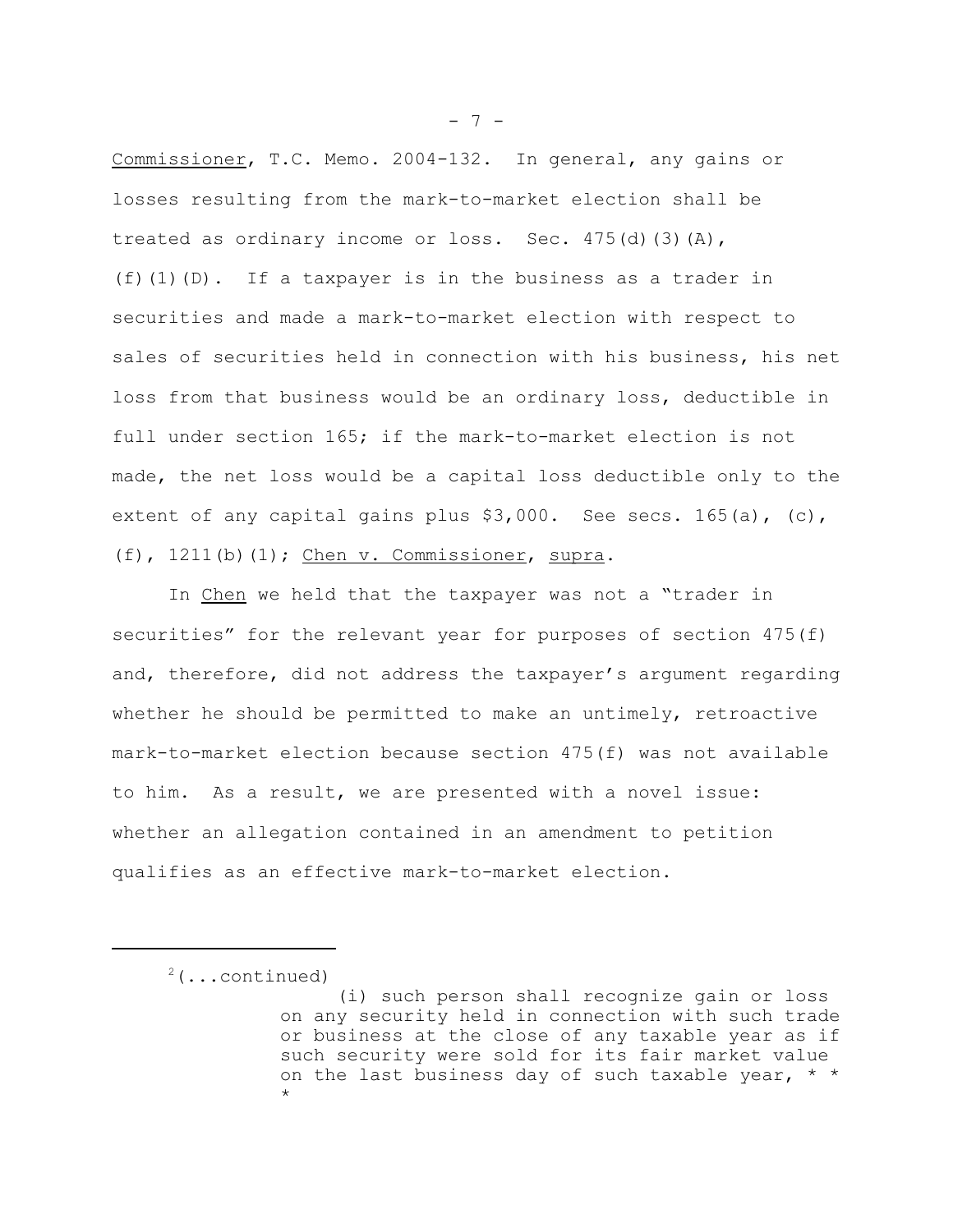Commissioner, T.C. Memo. 2004-132. In general, any gains or losses resulting from the mark-to-market election shall be treated as ordinary income or loss. Sec. 475(d)(3)(A), (f)(1)(D). If a taxpayer is in the business as a trader in securities and made a mark-to-market election with respect to sales of securities held in connection with his business, his net loss from that business would be an ordinary loss, deductible in full under section 165; if the mark-to-market election is not made, the net loss would be a capital loss deductible only to the extent of any capital gains plus $3,000. See secs. 165(a), (c), (f), 1211(b)(1); Chen v. Commissioner, supra.

In Chen we held that the taxpayer was not a "trader in securities" for the relevant year for purposes of section 475(f) and, therefore, did not address the taxpayer's argument regarding whether he should be permitted to make an untimely, retroactive mark-to-market election because section 475(f) was not available to him. As a result, we are presented with a novel issue: whether an allegation contained in an amendment to petition qualifies as an effective mark-to-market election.

---

[2](...continued)

> (i) such person shall recognize gain or loss on any security held in connection with such trade or business at the close of any taxable year as if such security were sold for its fair market value on the last business day of such taxable year, * * *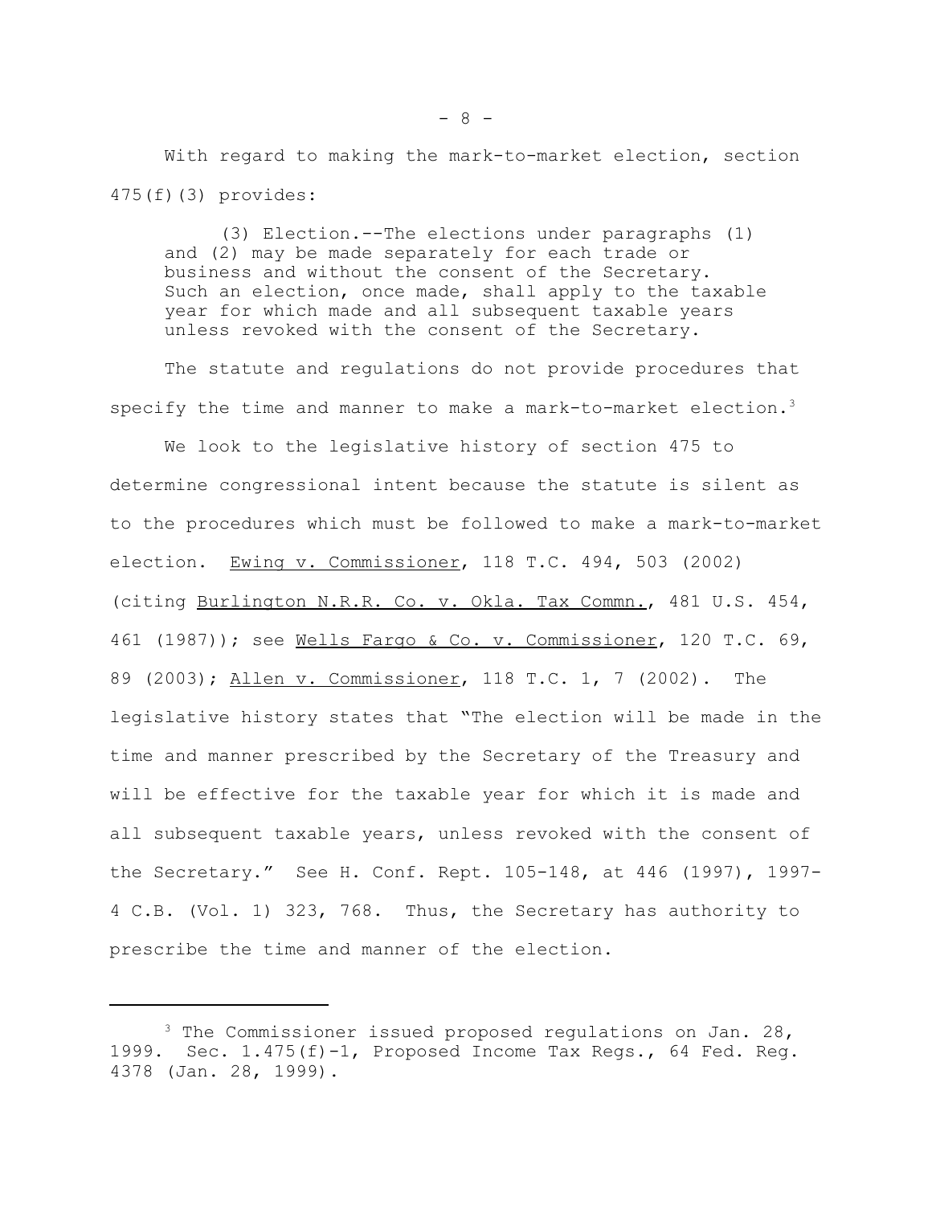With regard to making the mark-to-market election, section 475(f)(3) provides:

> (3) Election.--The elections under paragraphs (1) and (2) may be made separately for each trade or business and without the consent of the Secretary. Such an election, once made, shall apply to the taxable year for which made and all subsequent taxable years unless revoked with the consent of the Secretary.

The statute and regulations do not provide procedures that specify the time and manner to make a mark-to-market election.[3]

We look to the legislative history of section 475 to determine congressional intent because the statute is silent as to the procedures which must be followed to make a mark-to-market election. Ewing v. Commissioner, 118 T.C. 494, 503 (2002) (citing Burlington N.R.R. Co. v. Okla. Tax Commn., 481 U.S. 454, 461 (1987)); see Wells Fargo & Co. v. Commissioner, 120 T.C. 69, 89 (2003); Allen v. Commissioner, 118 T.C. 1, 7 (2002). The legislative history states that "The election will be made in the time and manner prescribed by the Secretary of the Treasury and will be effective for the taxable year for which it is made and all subsequent taxable years, unless revoked with the consent of the Secretary." See H. Conf. Rept. 105-148, at 446 (1997), 1997-4 C.B. (Vol. 1) 323, 768. Thus, the Secretary has authority to prescribe the time and manner of the election.

---

[3] The Commissioner issued proposed regulations on Jan. 28, 1999. Sec. 1.475(f)-1, Proposed Income Tax Regs., 64 Fed. Reg. 4378 (Jan. 28, 1999).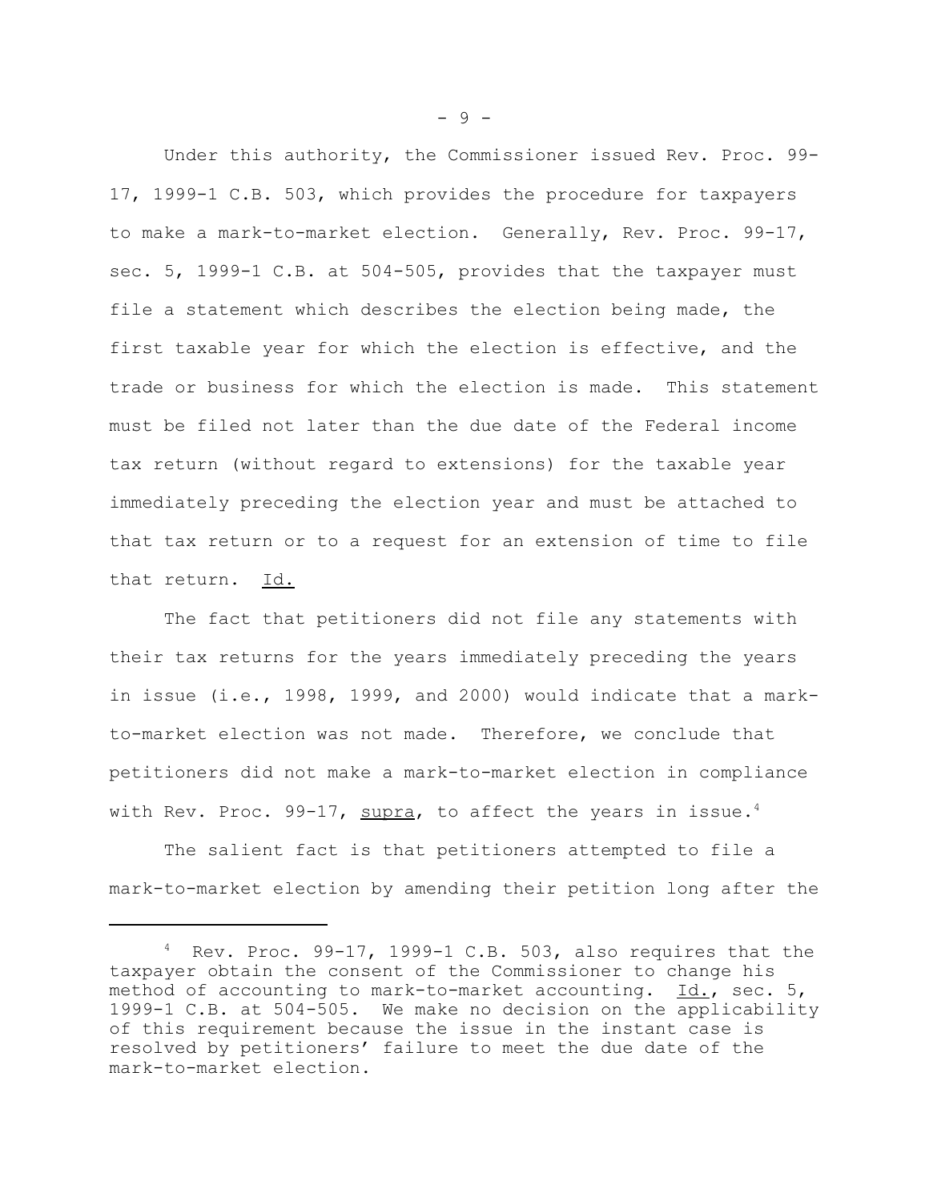Under this authority, the Commissioner issued Rev. Proc. 99-17, 1999-1 C.B. 503, which provides the procedure for taxpayers to make a mark-to-market election. Generally, Rev. Proc. 99-17, sec. 5, 1999-1 C.B. at 504-505, provides that the taxpayer must file a statement which describes the election being made, the first taxable year for which the election is effective, and the trade or business for which the election is made. This statement must be filed not later than the due date of the Federal income tax return (without regard to extensions) for the taxable year immediately preceding the election year and must be attached to that tax return or to a request for an extension of time to file that return. Id.

The fact that petitioners did not file any statements with their tax returns for the years immediately preceding the years in issue (i.e., 1998, 1999, and 2000) would indicate that a mark-to-market election was not made. Therefore, we conclude that petitioners did not make a mark-to-market election in compliance with Rev. Proc. 99-17, supra, to affect the years in issue.[4]

The salient fact is that petitioners attempted to file a mark-to-market election by amending their petition long after the

---

[4] Rev. Proc. 99-17, 1999-1 C.B. 503, also requires that the taxpayer obtain the consent of the Commissioner to change his method of accounting to mark-to-market accounting. Id., sec. 5, 1999-1 C.B. at 504-505. We make no decision on the applicability of this requirement because the issue in the instant case is resolved by petitioners' failure to meet the due date of the mark-to-market election.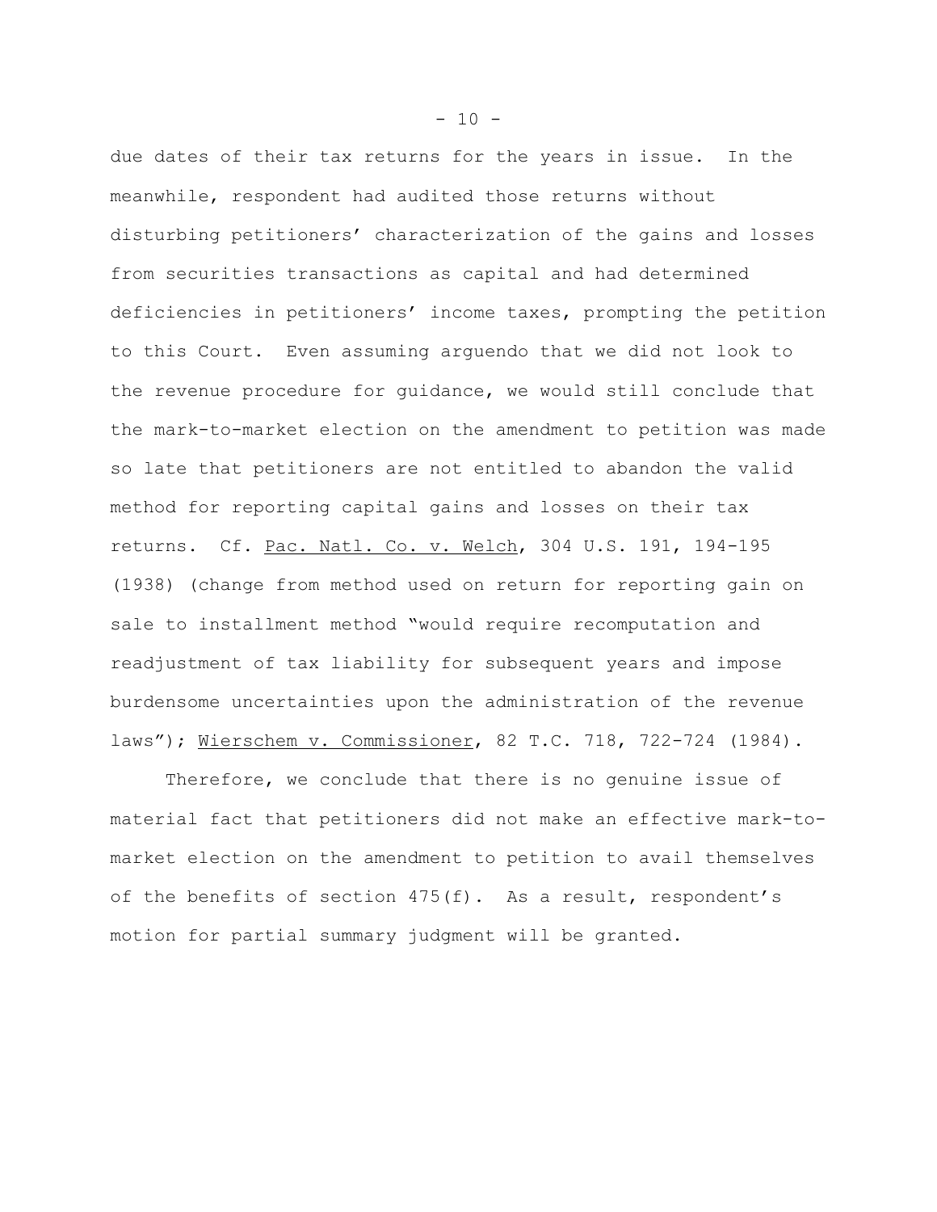due dates of their tax returns for the years in issue. In the meanwhile, respondent had audited those returns without disturbing petitioners' characterization of the gains and losses from securities transactions as capital and had determined deficiencies in petitioners' income taxes, prompting the petition to this Court. Even assuming arguendo that we did not look to the revenue procedure for guidance, we would still conclude that the mark-to-market election on the amendment to petition was made so late that petitioners are not entitled to abandon the valid method for reporting capital gains and losses on their tax returns. Cf. Pac. Natl. Co. v. Welch, 304 U.S. 191, 194-195 (1938) (change from method used on return for reporting gain on sale to installment method "would require recomputation and readjustment of tax liability for subsequent years and impose burdensome uncertainties upon the administration of the revenue laws"); Wierschem v. Commissioner, 82 T.C. 718, 722-724 (1984).

Therefore, we conclude that there is no genuine issue of material fact that petitioners did not make an effective mark-to-market election on the amendment to petition to avail themselves of the benefits of section 475(f). As a result, respondent's motion for partial summary judgment will be granted.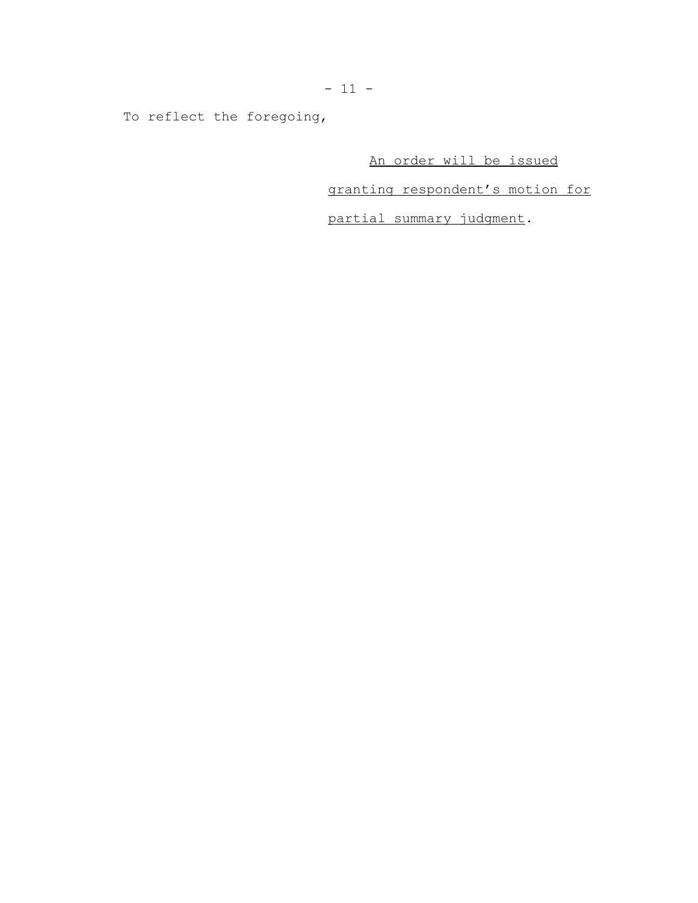To reflect the foregoing,

An order will be issued granting respondent's motion for partial summary judgment.